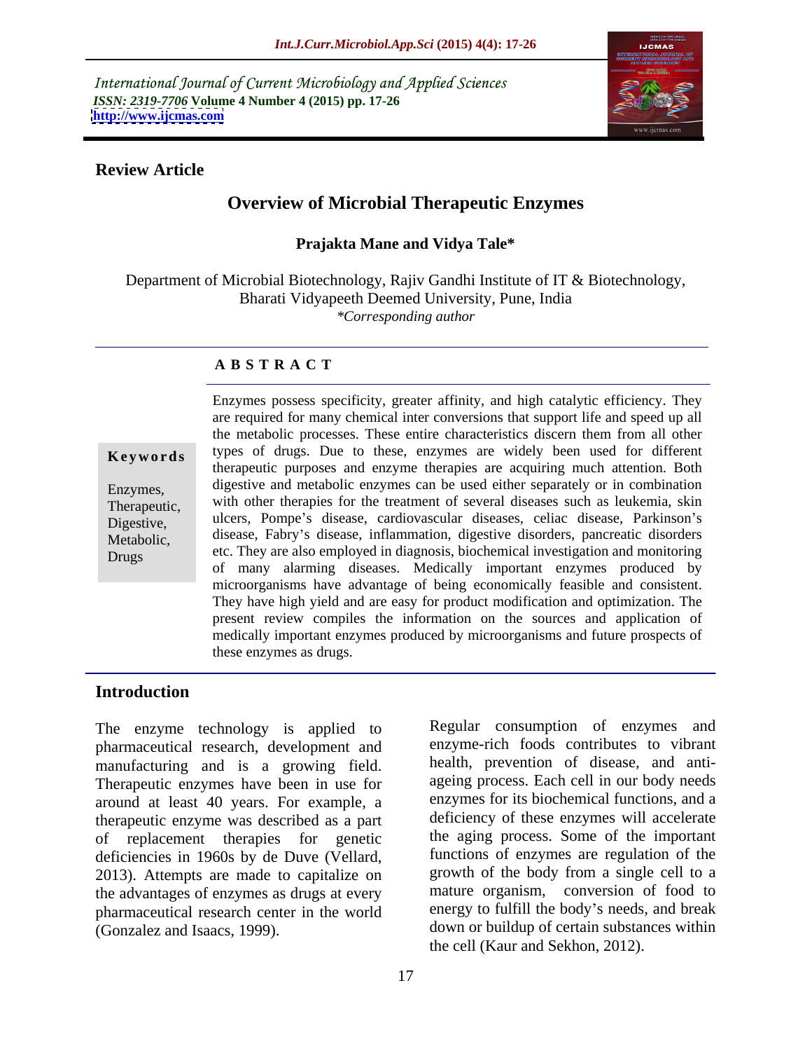International Journal of Current Microbiology and Applied Sciences
*ISSN: 2319-7706* **Volume 4 Number 4 (2015) pp. 17-26**
**http://www.ijcmas.com**

**Review Article**

# Overview of Microbial Therapeutic Enzymes

**Prajakta Mane and Vidya Tale***

Department of Microbial Biotechnology, Rajiv Gandhi Institute of IT & Biotechnology, Bharati Vidyapeeth Deemed University, Pune, India
*\*Corresponding author*

## A B S T R A C T

**Keywords**

Enzymes, Therapeutic, Digestive, Metabolic, Drugs

Enzymes possess specificity, greater affinity, and high catalytic efficiency. They are required for many chemical inter conversions that support life and speed up all the metabolic processes. These entire characteristics discern them from all other types of drugs. Due to these, enzymes are widely been used for different therapeutic purposes and enzyme therapies are acquiring much attention. Both digestive and metabolic enzymes can be used either separately or in combination with other therapies for the treatment of several diseases such as leukemia, skin ulcers, Pompe's disease, cardiovascular diseases, celiac disease, Parkinson's disease, Fabry's disease, inflammation, digestive disorders, pancreatic disorders etc. They are also employed in diagnosis, biochemical investigation and monitoring of many alarming diseases. Medically important enzymes produced by microorganisms have advantage of being economically feasible and consistent. They have high yield and are easy for product modification and optimization. The present review compiles the information on the sources and application of medically important enzymes produced by microorganisms and future prospects of these enzymes as drugs.

## Introduction

The enzyme technology is applied to pharmaceutical research, development and manufacturing and is a growing field. Therapeutic enzymes have been in use for around at least 40 years. For example, a therapeutic enzyme was described as a part of replacement therapies for genetic deficiencies in 1960s by de Duve (Vellard, 2013). Attempts are made to capitalize on the advantages of enzymes as drugs at every pharmaceutical research center in the world (Gonzalez and Isaacs, 1999).

Regular consumption of enzymes and enzyme-rich foods contributes to vibrant health, prevention of disease, and anti-ageing process. Each cell in our body needs enzymes for its biochemical functions, and a deficiency of these enzymes will accelerate the aging process. Some of the important functions of enzymes are regulation of the growth of the body from a single cell to a mature organism, conversion of food to energy to fulfill the body's needs, and break down or buildup of certain substances within the cell (Kaur and Sekhon, 2012).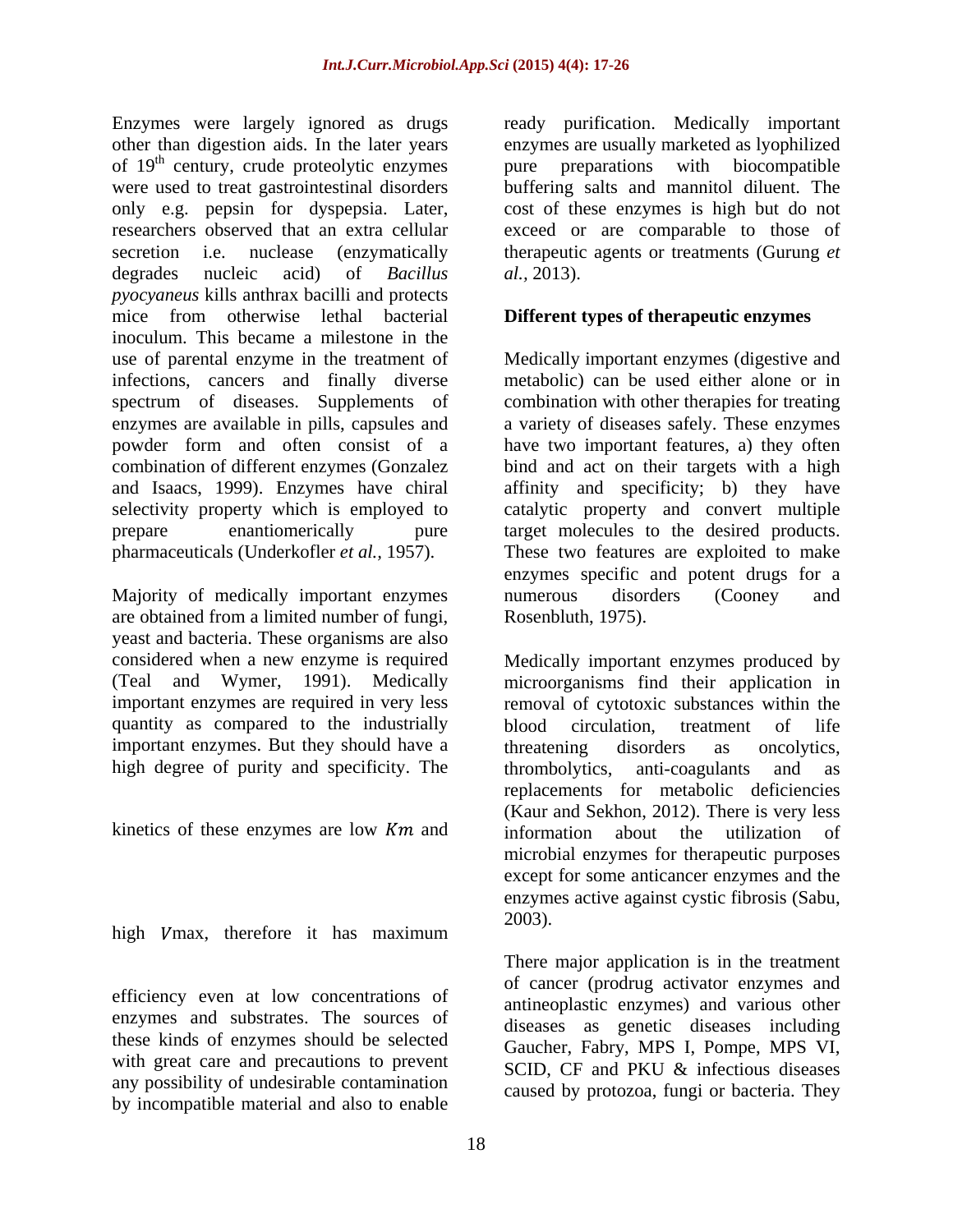Enzymes were largely ignored as drugs other than digestion aids. In the later years of 19th century, crude proteolytic enzymes were used to treat gastrointestinal disorders only e.g. pepsin for dyspepsia. Later, researchers observed that an extra cellular secretion i.e. nuclease (enzymatically degrades nucleic acid) of *Bacillus pyocyaneus* kills anthrax bacilli and protects mice from otherwise lethal bacterial inoculum. This became a milestone in the use of parental enzyme in the treatment of infections, cancers and finally diverse spectrum of diseases. Supplements of enzymes are available in pills, capsules and powder form and often consist of a combination of different enzymes (Gonzalez and Isaacs, 1999). Enzymes have chiral selectivity property which is employed to prepare enantiomerically pure pharmaceuticals (Underkofler *et al.,* 1957).

Majority of medically important enzymes are obtained from a limited number of fungi, yeast and bacteria. These organisms are also considered when a new enzyme is required (Teal and Wymer, 1991). Medically important enzymes are required in very less quantity as compared to the industrially important enzymes. But they should have a high degree of purity and specificity. The kinetics of these enzymes are low $Km$ and high $V$max, therefore it has maximum efficiency even at low concentrations of enzymes and substrates. The sources of these kinds of enzymes should be selected with great care and precautions to prevent any possibility of undesirable contamination by incompatible material and also to enable ready purification. Medically important enzymes are usually marketed as lyophilized pure preparations with biocompatible buffering salts and mannitol diluent. The cost of these enzymes is high but do not exceed or are comparable to those of therapeutic agents or treatments (Gurung *et al.,* 2013).

## Different types of therapeutic enzymes

Medically important enzymes (digestive and metabolic) can be used either alone or in combination with other therapies for treating a variety of diseases safely. These enzymes have two important features, a) they often bind and act on their targets with a high affinity and specificity; b) they have catalytic property and convert multiple target molecules to the desired products. These two features are exploited to make enzymes specific and potent drugs for a numerous disorders (Cooney and Rosenbluth, 1975).

Medically important enzymes produced by microorganisms find their application in removal of cytotoxic substances within the blood circulation, treatment of life threatening disorders as oncolytics, thrombolytics, anti-coagulants and as replacements for metabolic deficiencies (Kaur and Sekhon, 2012). There is very less information about the utilization of microbial enzymes for therapeutic purposes except for some anticancer enzymes and the enzymes active against cystic fibrosis (Sabu, 2003).

There major application is in the treatment of cancer (prodrug activator enzymes and antineoplastic enzymes) and various other diseases as genetic diseases including Gaucher, Fabry, MPS I, Pompe, MPS VI, SCID, CF and PKU & infectious diseases caused by protozoa, fungi or bacteria. They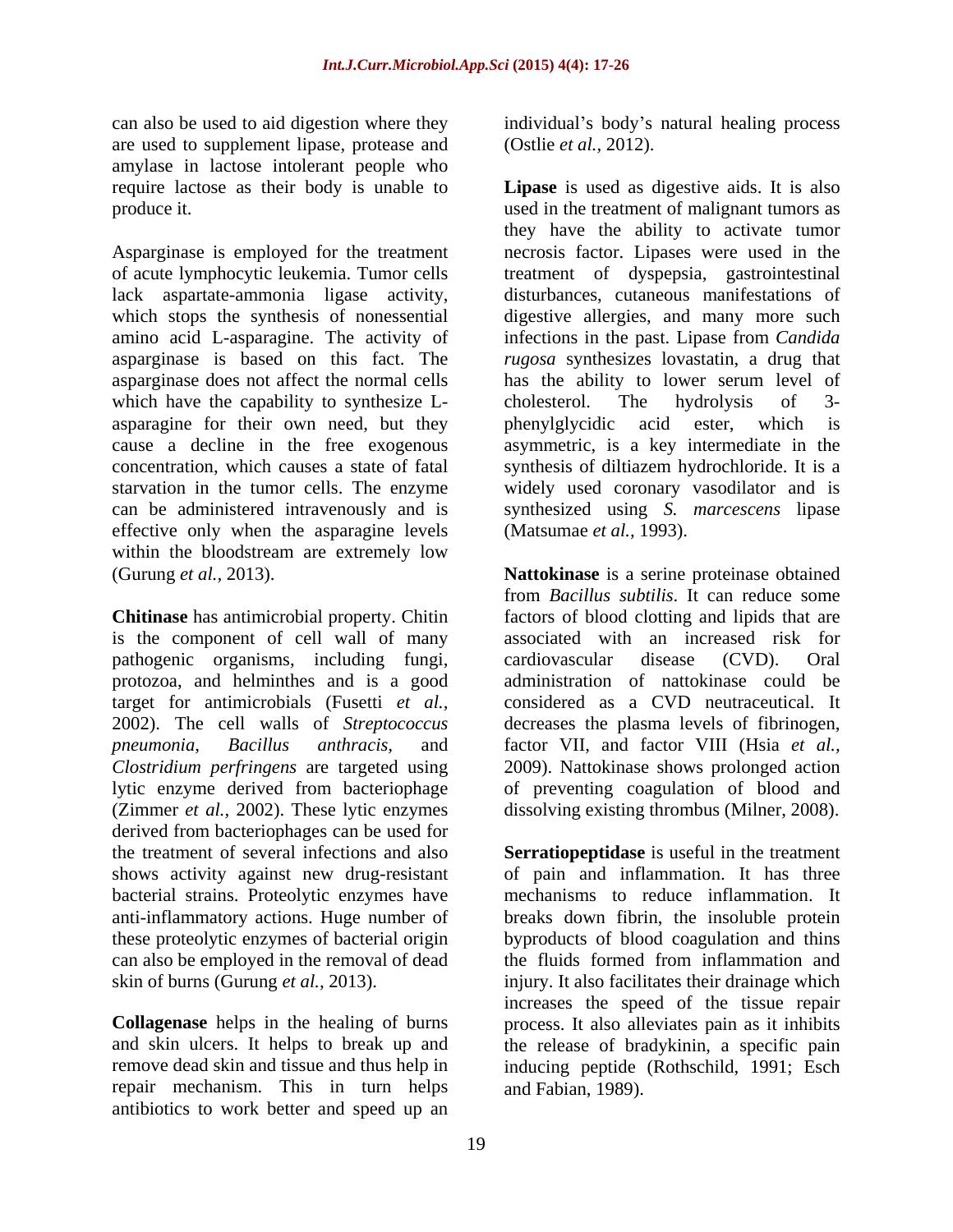can also be used to aid digestion where they are used to supplement lipase, protease and amylase in lactose intolerant people who require lactose as their body is unable to produce it.

Asparginase is employed for the treatment of acute lymphocytic leukemia. Tumor cells lack aspartate-ammonia ligase activity, which stops the synthesis of nonessential amino acid L-asparagine. The activity of asparginase is based on this fact. The asparginase does not affect the normal cells which have the capability to synthesize L-asparagine for their own need, but they cause a decline in the free exogenous concentration, which causes a state of fatal starvation in the tumor cells. The enzyme can be administered intravenously and is effective only when the asparagine levels within the bloodstream are extremely low (Gurung *et al.,* 2013).

**Chitinase** has antimicrobial property. Chitin is the component of cell wall of many pathogenic organisms, including fungi, protozoa, and helminthes and is a good target for antimicrobials (Fusetti *et al.,* 2002). The cell walls of *Streptococcus pneumonia*, *Bacillus anthracis*, and *Clostridium perfringens* are targeted using lytic enzyme derived from bacteriophage (Zimmer *et al.,* 2002). These lytic enzymes derived from bacteriophages can be used for the treatment of several infections and also shows activity against new drug-resistant bacterial strains. Proteolytic enzymes have anti-inflammatory actions. Huge number of these proteolytic enzymes of bacterial origin can also be employed in the removal of dead skin of burns (Gurung *et al.,* 2013).

**Collagenase** helps in the healing of burns and skin ulcers. It helps to break up and remove dead skin and tissue and thus help in repair mechanism. This in turn helps antibiotics to work better and speed up an individual's body's natural healing process (Ostlie *et al.,* 2012).

**Lipase** is used as digestive aids. It is also used in the treatment of malignant tumors as they have the ability to activate tumor necrosis factor. Lipases were used in the treatment of dyspepsia, gastrointestinal disturbances, cutaneous manifestations of digestive allergies, and many more such infections in the past. Lipase from *Candida rugosa* synthesizes lovastatin, a drug that has the ability to lower serum level of cholesterol. The hydrolysis of 3-phenylglycidic acid ester, which is asymmetric, is a key intermediate in the synthesis of diltiazem hydrochloride. It is a widely used coronary vasodilator and is synthesized using *S. marcescens* lipase (Matsumae *et al.,* 1993).

**Nattokinase** is a serine proteinase obtained from *Bacillus subtilis*. It can reduce some factors of blood clotting and lipids that are associated with an increased risk for cardiovascular disease (CVD). Oral administration of nattokinase could be considered as a CVD neutraceutical. It decreases the plasma levels of fibrinogen, factor VII, and factor VIII (Hsia *et al.,* 2009). Nattokinase shows prolonged action of preventing coagulation of blood and dissolving existing thrombus (Milner, 2008).

**Serratiopeptidase** is useful in the treatment of pain and inflammation. It has three mechanisms to reduce inflammation. It breaks down fibrin, the insoluble protein byproducts of blood coagulation and thins the fluids formed from inflammation and injury. It also facilitates their drainage which increases the speed of the tissue repair process. It also alleviates pain as it inhibits the release of bradykinin, a specific pain inducing peptide (Rothschild, 1991; Esch and Fabian, 1989).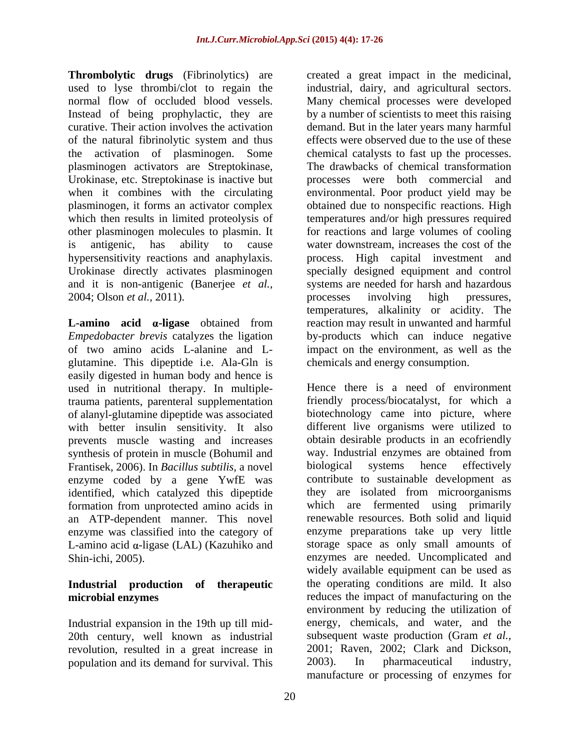**Thrombolytic drugs** (Fibrinolytics) are used to lyse thrombi/clot to regain the normal flow of occluded blood vessels. Instead of being prophylactic, they are curative. Their action involves the activation of the natural fibrinolytic system and thus the activation of plasminogen. Some plasminogen activators are Streptokinase, Urokinase, etc. Streptokinase is inactive but when it combines with the circulating plasminogen, it forms an activator complex which then results in limited proteolysis of other plasminogen molecules to plasmin. It is antigenic, has ability to cause hypersensitivity reactions and anaphylaxis. Urokinase directly activates plasminogen and it is non-antigenic (Banerjee *et al.*, 2004; Olson *et al.*, 2011).

**L-amino acid α-ligase** obtained from *Empedobacter brevis* catalyzes the ligation of two amino acids L-alanine and L-glutamine. This dipeptide i.e. Ala-Gln is easily digested in human body and hence is used in nutritional therapy. In multiple-trauma patients, parenteral supplementation of alanyl-glutamine dipeptide was associated with better insulin sensitivity. It also prevents muscle wasting and increases synthesis of protein in muscle (Bohumil and Frantisek, 2006). In *Bacillus subtilis*, a novel enzyme coded by a gene YwfE was identified, which catalyzed this dipeptide formation from unprotected amino acids in an ATP-dependent manner. This novel enzyme was classified into the category of L-amino acid α-ligase (LAL) (Kazuhiko and Shin-ichi, 2005).

## Industrial production of therapeutic microbial enzymes

Industrial expansion in the 19th up till mid-20th century, well known as industrial revolution, resulted in a great increase in population and its demand for survival. This created a great impact in the medicinal, industrial, dairy, and agricultural sectors. Many chemical processes were developed by a number of scientists to meet this raising demand. But in the later years many harmful effects were observed due to the use of these chemical catalysts to fast up the processes. The drawbacks of chemical transformation processes were both commercial and environmental. Poor product yield may be obtained due to nonspecific reactions. High temperatures and/or high pressures required for reactions and large volumes of cooling water downstream, increases the cost of the process. High capital investment and specially designed equipment and control systems are needed for harsh and hazardous processes involving high pressures, temperatures, alkalinity or acidity. The reaction may result in unwanted and harmful by-products which can induce negative impact on the environment, as well as the chemicals and energy consumption.

Hence there is a need of environment friendly process/biocatalyst, for which a biotechnology came into picture, where different live organisms were utilized to obtain desirable products in an ecofriendly way. Industrial enzymes are obtained from biological systems hence effectively contribute to sustainable development as they are isolated from microorganisms which are fermented using primarily renewable resources. Both solid and liquid enzyme preparations take up very little storage space as only small amounts of enzymes are needed. Uncomplicated and widely available equipment can be used as the operating conditions are mild. It also reduces the impact of manufacturing on the environment by reducing the utilization of energy, chemicals, and water, and the subsequent waste production (Gram *et al.*, 2001; Raven, 2002; Clark and Dickson, 2003). In pharmaceutical industry, manufacture or processing of enzymes for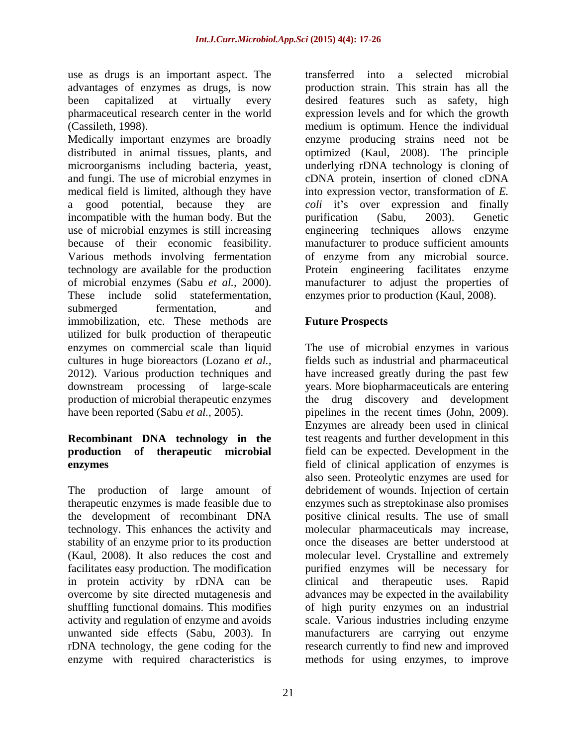use as drugs is an important aspect. The advantages of enzymes as drugs, is now been capitalized at virtually every pharmaceutical research center in the world (Cassileth, 1998).

Medically important enzymes are broadly distributed in animal tissues, plants, and microorganisms including bacteria, yeast, and fungi. The use of microbial enzymes in medical field is limited, although they have a good potential, because they are incompatible with the human body. But the use of microbial enzymes is still increasing because of their economic feasibility. Various methods involving fermentation technology are available for the production of microbial enzymes (Sabu *et al.,* 2000). These include solid statefermentation, submerged fermentation, and immobilization, etc. These methods are utilized for bulk production of therapeutic enzymes on commercial scale than liquid cultures in huge bioreactors (Lozano *et al.,* 2012). Various production techniques and downstream processing of large-scale production of microbial therapeutic enzymes have been reported (Sabu *et al.,* 2005).

## Recombinant DNA technology in the production of therapeutic microbial enzymes

The production of large amount of therapeutic enzymes is made feasible due to the development of recombinant DNA technology. This enhances the activity and stability of an enzyme prior to its production (Kaul, 2008). It also reduces the cost and facilitates easy production. The modification in protein activity by rDNA can be overcome by site directed mutagenesis and shuffling functional domains. This modifies activity and regulation of enzyme and avoids unwanted side effects (Sabu, 2003). In rDNA technology, the gene coding for the enzyme with required characteristics is transferred into a selected microbial production strain. This strain has all the desired features such as safety, high expression levels and for which the growth medium is optimum. Hence the individual enzyme producing strains need not be optimized (Kaul, 2008). The principle underlying rDNA technology is cloning of cDNA protein, insertion of cloned cDNA into expression vector, transformation of *E. coli* it's over expression and finally purification (Sabu, 2003). Genetic engineering techniques allows enzyme manufacturer to produce sufficient amounts of enzyme from any microbial source. Protein engineering facilitates enzyme manufacturer to adjust the properties of enzymes prior to production (Kaul, 2008).

## Future Prospects

The use of microbial enzymes in various fields such as industrial and pharmaceutical have increased greatly during the past few years. More biopharmaceuticals are entering the drug discovery and development pipelines in the recent times (John, 2009). Enzymes are already been used in clinical test reagents and further development in this field can be expected. Development in the field of clinical application of enzymes is also seen. Proteolytic enzymes are used for debridement of wounds. Injection of certain enzymes such as streptokinase also promises positive clinical results. The use of small molecular pharmaceuticals may increase, once the diseases are better understood at molecular level. Crystalline and extremely purified enzymes will be necessary for clinical and therapeutic uses. Rapid advances may be expected in the availability of high purity enzymes on an industrial scale. Various industries including enzyme manufacturers are carrying out enzyme research currently to find new and improved methods for using enzymes, to improve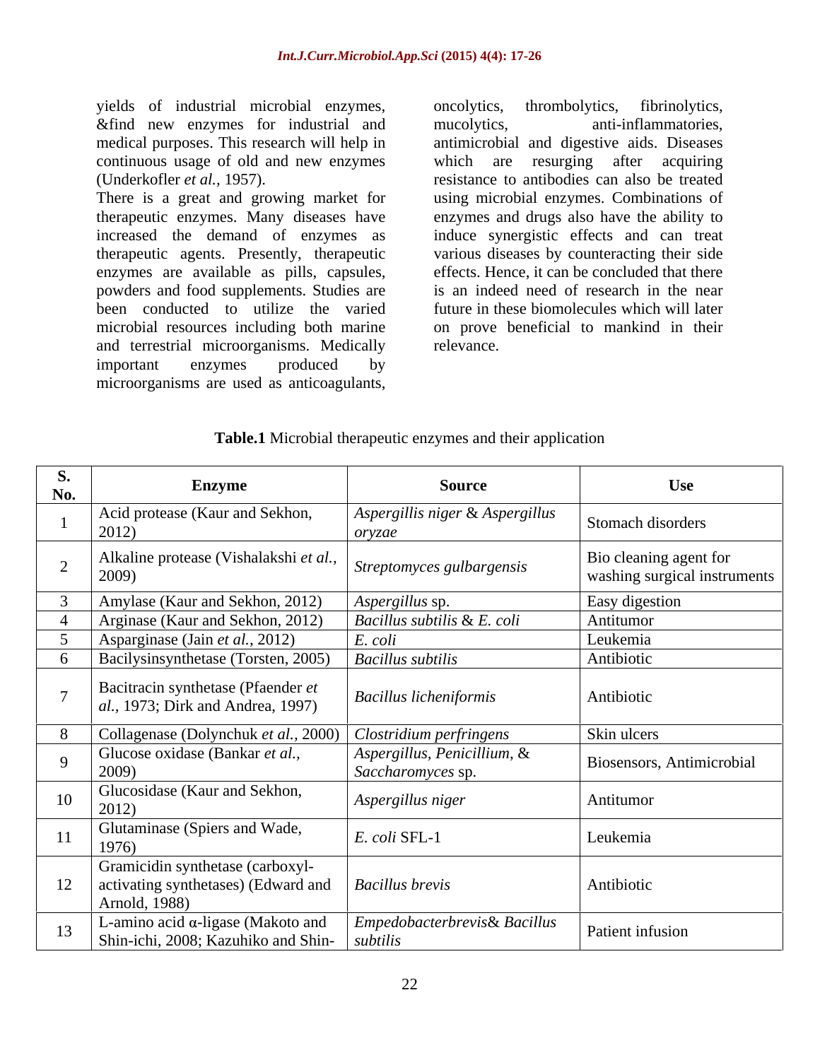yields of industrial microbial enzymes, &find new enzymes for industrial and medical purposes. This research will help in continuous usage of old and new enzymes (Underkofler *et al.,* 1957).

There is a great and growing market for therapeutic enzymes. Many diseases have increased the demand of enzymes as therapeutic agents. Presently, therapeutic enzymes are available as pills, capsules, powders and food supplements. Studies are been conducted to utilize the varied microbial resources including both marine and terrestrial microorganisms. Medically important enzymes produced by microorganisms are used as anticoagulants, oncolytics, thrombolytics, fibrinolytics, mucolytics, anti-inflammatories, antimicrobial and digestive aids. Diseases which are resurging after acquiring resistance to antibodies can also be treated using microbial enzymes. Combinations of enzymes and drugs also have the ability to induce synergistic effects and can treat various diseases by counteracting their side effects. Hence, it can be concluded that there is an indeed need of research in the near future in these biomolecules which will later on prove beneficial to mankind in their relevance.

**Table.1** Microbial therapeutic enzymes and their application

| S. No. | Enzyme | Source | Use |
|---|---|---|---|
| 1 | Acid protease (Kaur and Sekhon, 2012) | *Aspergillis niger* & *Aspergillus oryzae* | Stomach disorders |
| 2 | Alkaline protease (Vishalakshi *et al.,* 2009) | *Streptomyces gulbargensis* | Bio cleaning agent for washing surgical instruments |
| 3 | Amylase (Kaur and Sekhon, 2012) | *Aspergillus* sp. | Easy digestion |
| 4 | Arginase (Kaur and Sekhon, 2012) | *Bacillus subtilis* & *E. coli* | Antitumor |
| 5 | Asparginase (Jain *et al.,* 2012) | *E. coli* | Leukemia |
| 6 | Bacilysinsynthetase (Torsten, 2005) | *Bacillus subtilis* | Antibiotic |
| 7 | Bacitracin synthetase (Pfaender *et al.,* 1973; Dirk and Andrea, 1997) | *Bacillus licheniformis* | Antibiotic |
| 8 | Collagenase (Dolynchuk *et al.,* 2000) | *Clostridium perfringens* | Skin ulcers |
| 9 | Glucose oxidase (Bankar *et al.,* 2009) | *Aspergillus, Penicillium,* & *Saccharomyces* sp. | Biosensors, Antimicrobial |
| 10 | Glucosidase (Kaur and Sekhon, 2012) | *Aspergillus niger* | Antitumor |
| 11 | Glutaminase (Spiers and Wade, 1976) | *E. coli* SFL-1 | Leukemia |
| 12 | Gramicidin synthetase (carboxyl-activating synthetases) (Edward and Arnold, 1988) | *Bacillus brevis* | Antibiotic |
| 13 | L-amino acid α-ligase (Makoto and Shin-ichi, 2008; Kazuhiko and Shin- | *Empedobacterbrevis*& *Bacillus subtilis* | Patient infusion |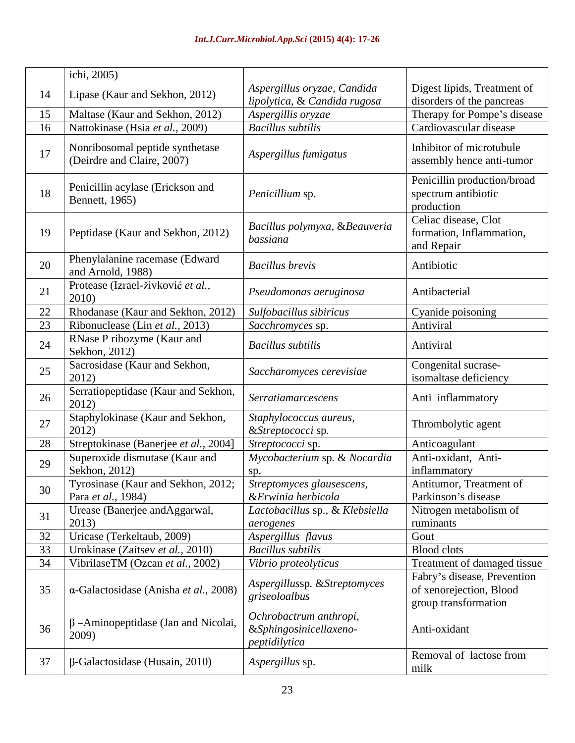| | ichi, 2005) | | |
|---|---|---|---|
| 14 | Lipase (Kaur and Sekhon, 2012) | *Aspergillus oryzae, Candida lipolytica,* & *Candida rugosa* | Digest lipids, Treatment of disorders of the pancreas |
| 15 | Maltase (Kaur and Sekhon, 2012) | *Aspergillis oryzae* | Therapy for Pompe's disease |
| 16 | Nattokinase (Hsia *et al.*, 2009) | *Bacillus subtilis* | Cardiovascular disease |
| 17 | Nonribosomal peptide synthetase (Deirdre and Claire, 2007) | *Aspergillus fumigatus* | Inhibitor of microtubule assembly hence anti-tumor |
| 18 | Penicillin acylase (Erickson and Bennett, 1965) | *Penicillium* sp. | Penicillin production/broad spectrum antibiotic production |
| 19 | Peptidase (Kaur and Sekhon, 2012) | *Bacillus polymyxa,* &*Beauveria bassiana* | Celiac disease, Clot formation, Inflammation, and Repair |
| 20 | Phenylalanine racemase (Edward and Arnold, 1988) | *Bacillus brevis* | Antibiotic |
| 21 | Protease (Izrael-živković *et al.*, 2010) | *Pseudomonas aeruginosa* | Antibacterial |
| 22 | Rhodanase (Kaur and Sekhon, 2012) | *Sulfobacillus sibiricus* | Cyanide poisoning |
| 23 | Ribonuclease (Lin *et al.*, 2013) | *Sacchromyces* sp. | Antiviral |
| 24 | RNase P ribozyme (Kaur and Sekhon, 2012) | *Bacillus subtilis* | Antiviral |
| 25 | Sacrosidase (Kaur and Sekhon, 2012) | *Saccharomyces cerevisiae* | Congenital sucrase-isomaltase deficiency |
| 26 | Serratiopeptidase (Kaur and Sekhon, 2012) | *Serratiamarcescens* | Anti–inflammatory |
| 27 | Staphylokinase (Kaur and Sekhon, 2012) | *Staphylococcus aureus,* &*Streptococci* sp. | Thrombolytic agent |
| 28 | Streptokinase (Banerjee *et al.*, 2004] | *Streptococci* sp. | Anticoagulant |
| 29 | Superoxide dismutase (Kaur and Sekhon, 2012) | *Mycobacterium* sp. & *Nocardia* sp. | Anti-oxidant, Anti-inflammatory |
| 30 | Tyrosinase (Kaur and Sekhon, 2012; Para *et al.*, 1984) | *Streptomyces glausescens,* &*Erwinia herbicola* | Antitumor, Treatment of Parkinson's disease |
| 31 | Urease (Banerjee andAggarwal, 2013) | *Lactobacillus* sp., & *Klebsiella aerogenes* | Nitrogen metabolism of ruminants |
| 32 | Uricase (Terkeltaub, 2009) | *Aspergillus flavus* | Gout |
| 33 | Urokinase (Zaitsev *et al.*, 2010) | *Bacillus subtilis* | Blood clots |
| 34 | VibrilaseTM (Ozcan *et al.*, 2002) | *Vibrio proteolyticus* | Treatment of damaged tissue |
| 35 | α-Galactosidase (Anisha *et al.*, 2008) | *Aspergillus*sp. &*Streptomyces griseoloalbus* | Fabry's disease, Prevention of xenorejection, Blood group transformation |
| 36 | β –Aminopeptidase (Jan and Nicolai, 2009) | *Ochrobactrum anthropi,* &*Sphingosinicellaxeno-peptidilytica* | Anti-oxidant |
| 37 | β-Galactosidase (Husain, 2010) | *Aspergillus* sp. | Removal of lactose from milk |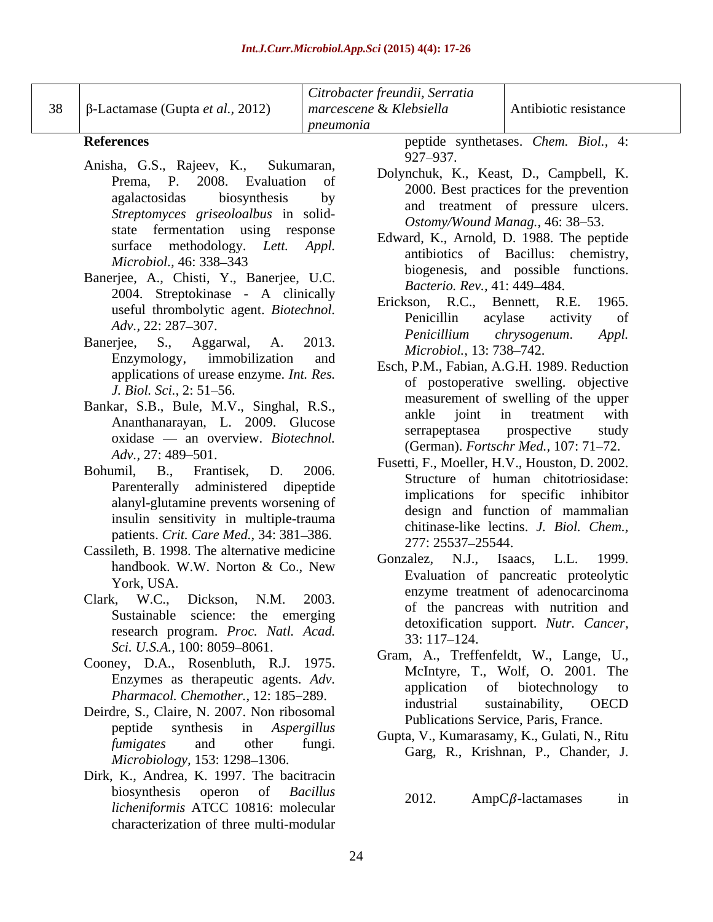| 38 | β-Lactamase (Gupta *et al.*, 2012) | *Citrobacter freundii, Serratia marcescene* & *Klebsiella pneumonia* | Antibiotic resistance |
|---|---|---|---|

**References**

Anisha, G.S., Rajeev, K., Sukumaran, Prema, P. 2008. Evaluation of agalactosidas biosynthesis by *Streptomyces griseoloalbus* in solid-state fermentation using response surface methodology. *Lett. Appl. Microbiol.,* 46: 338–343

Banerjee, A., Chisti, Y., Banerjee, U.C. 2004. Streptokinase - A clinically useful thrombolytic agent. *Biotechnol. Adv.,* 22: 287–307.

Banerjee, S., Aggarwal, A. 2013. Enzymology, immobilization and applications of urease enzyme. *Int. Res. J. Biol. Sci.,* 2: 51–56.

Bankar, S.B., Bule, M.V., Singhal, R.S., Ananthanarayan, L. 2009. Glucose oxidase — an overview. *Biotechnol. Adv.,* 27: 489–501.

Bohumil, B., Frantisek, D. 2006. Parenterally administered dipeptide alanyl-glutamine prevents worsening of insulin sensitivity in multiple-trauma patients. *Crit. Care Med.,* 34: 381–386.

Cassileth, B. 1998. The alternative medicine handbook. W.W. Norton & Co., New York, USA.

Clark, W.C., Dickson, N.M. 2003. Sustainable science: the emerging research program. *Proc. Natl. Acad. Sci. U.S.A.,* 100: 8059–8061.

Cooney, D.A., Rosenbluth, R.J. 1975. Enzymes as therapeutic agents. *Adv. Pharmacol. Chemother.,* 12: 185–289.

Deirdre, S., Claire, N. 2007. Non ribosomal peptide synthesis in *Aspergillus fumigates* and other fungi. *Microbiology,* 153: 1298–1306.

Dirk, K., Andrea, K. 1997. The bacitracin biosynthesis operon of *Bacillus licheniformis* ATCC 10816: molecular characterization of three multi-modular peptide synthetases. *Chem. Biol.,* 4: 927–937.

Dolynchuk, K., Keast, D., Campbell, K. 2000. Best practices for the prevention and treatment of pressure ulcers. *Ostomy/Wound Manag.,* 46: 38–53.

Edward, K., Arnold, D. 1988. The peptide antibiotics of Bacillus: chemistry, biogenesis, and possible functions. *Bacterio. Rev.,* 41: 449–484.

Erickson, R.C., Bennett, R.E. 1965. Penicillin acylase activity of *Penicillium chrysogenum*. *Appl. Microbiol.,* 13: 738–742.

Esch, P.M., Fabian, A.G.H. 1989. Reduction of postoperative swelling. objective measurement of swelling of the upper ankle joint in treatment with serrapeptasea prospective study (German). *Fortschr Med.,* 107: 71–72.

Fusetti, F., Moeller, H.V., Houston, D. 2002. Structure of human chitotriosidase: implications for specific inhibitor design and function of mammalian chitinase-like lectins. *J. Biol. Chem.,* 277: 25537–25544.

Gonzalez, N.J., Isaacs, L.L. 1999. Evaluation of pancreatic proteolytic enzyme treatment of adenocarcinoma of the pancreas with nutrition and detoxification support. *Nutr. Cancer,* 33: 117–124.

Gram, A., Treffenfeldt, W., Lange, U., McIntyre, T., Wolf, O. 2001. The application of biotechnology to industrial sustainability, OECD Publications Service, Paris, France.

Gupta, V., Kumarasamy, K., Gulati, N., Ritu Garg, R., Krishnan, P., Chander, J. 2012. AmpC$\beta$-lactamases in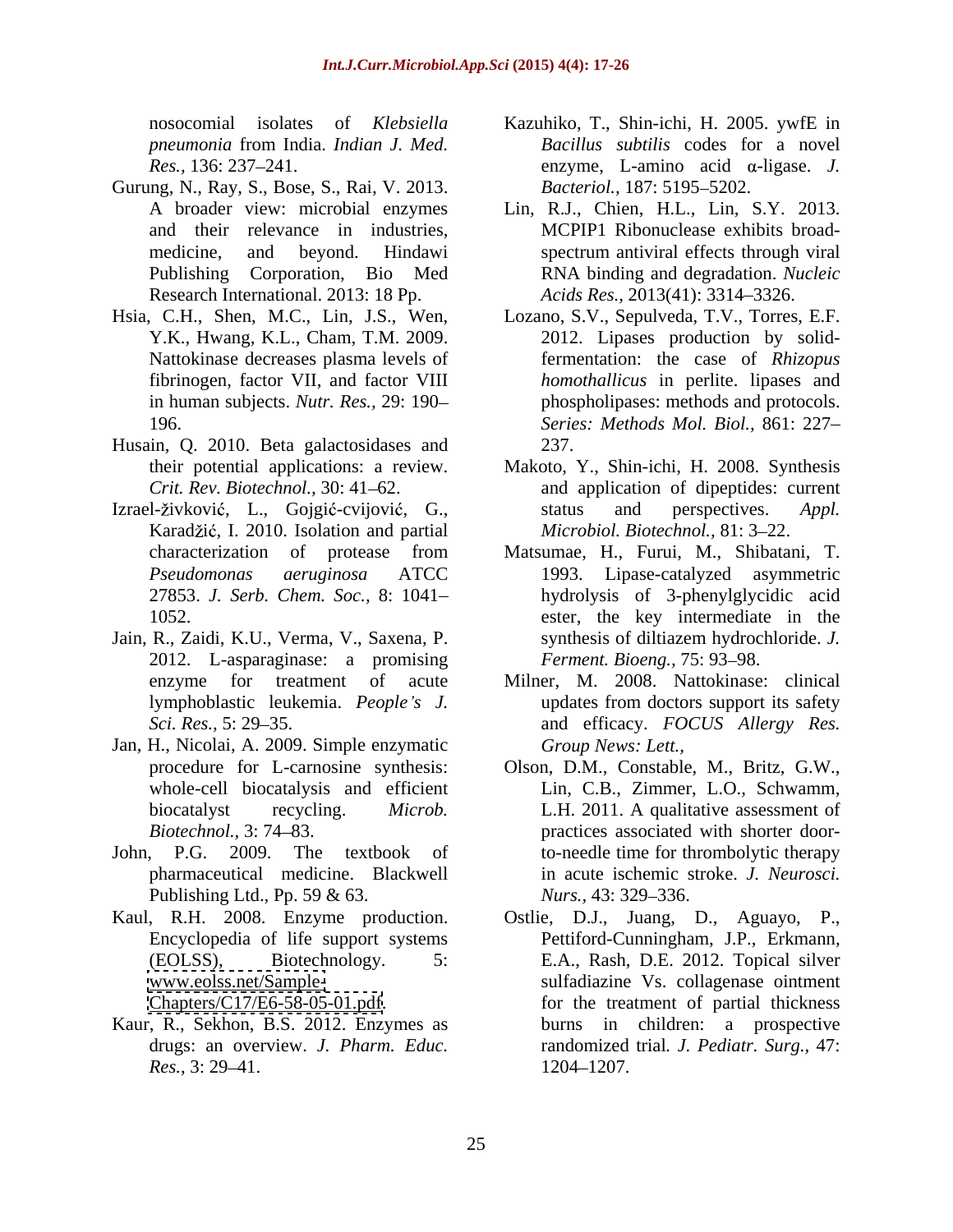nosocomial isolates of *Klebsiella pneumonia* from India. *Indian J. Med. Res.,* 136: 237–241.

Gurung, N., Ray, S., Bose, S., Rai, V. 2013. A broader view: microbial enzymes and their relevance in industries, medicine, and beyond. Hindawi Publishing Corporation, Bio Med Research International. 2013: 18 Pp.

Hsia, C.H., Shen, M.C., Lin, J.S., Wen, Y.K., Hwang, K.L., Cham, T.M. 2009. Nattokinase decreases plasma levels of fibrinogen, factor VII, and factor VIII in human subjects. *Nutr. Res.,* 29: 190–196.

Husain, Q. 2010. Beta galactosidases and their potential applications: a review. *Crit. Rev. Biotechnol.,* 30: 41–62.

Izrael-živković, L., Gojgić-cvijović, G., Karadžić, I. 2010. Isolation and partial characterization of protease from *Pseudomonas aeruginosa* ATCC 27853. *J. Serb. Chem. Soc.,* 8: 1041–1052.

Jain, R., Zaidi, K.U., Verma, V., Saxena, P. 2012. L-asparaginase: a promising enzyme for treatment of acute lymphoblastic leukemia. *People's J. Sci. Res.,* 5: 29–35.

Jan, H., Nicolai, A. 2009. Simple enzymatic procedure for L-carnosine synthesis: whole-cell biocatalysis and efficient biocatalyst recycling. *Microb. Biotechnol.,* 3: 74–83.

John, P.G. 2009. The textbook of pharmaceutical medicine. Blackwell Publishing Ltd., Pp. 59 & 63.

Kaul, R.H. 2008. Enzyme production. Encyclopedia of life support systems (EOLSS), Biotechnology. 5: www.eolss.net/Sample-Chapters/C17/E6-58-05-01.pdf.

Kaur, R., Sekhon, B.S. 2012. Enzymes as drugs: an overview. *J. Pharm. Educ. Res.,* 3: 29–41.

Kazuhiko, T., Shin-ichi, H. 2005. ywfE in *Bacillus subtilis* codes for a novel enzyme, L-amino acid α-ligase. *J. Bacteriol.,* 187: 5195–5202.

Lin, R.J., Chien, H.L., Lin, S.Y. 2013. MCPIP1 Ribonuclease exhibits broad-spectrum antiviral effects through viral RNA binding and degradation. *Nucleic Acids Res.,* 2013(41): 3314–3326.

Lozano, S.V., Sepulveda, T.V., Torres, E.F. 2012. Lipases production by solid-fermentation: the case of *Rhizopus homothallicus* in perlite. lipases and phospholipases: methods and protocols. *Series: Methods Mol. Biol.,* 861: 227–237.

Makoto, Y., Shin-ichi, H. 2008. Synthesis and application of dipeptides: current status and perspectives. *Appl. Microbiol. Biotechnol.,* 81: 3–22.

Matsumae, H., Furui, M., Shibatani, T. 1993. Lipase-catalyzed asymmetric hydrolysis of 3-phenylglycidic acid ester, the key intermediate in the synthesis of diltiazem hydrochloride. *J. Ferment. Bioeng.,* 75: 93–98.

Milner, M. 2008. Nattokinase: clinical updates from doctors support its safety and efficacy. *FOCUS Allergy Res. Group News: Lett.,*

Olson, D.M., Constable, M., Britz, G.W., Lin, C.B., Zimmer, L.O., Schwamm, L.H. 2011. A qualitative assessment of practices associated with shorter door-to-needle time for thrombolytic therapy in acute ischemic stroke. *J. Neurosci. Nurs.,* 43: 329–336.

Ostlie, D.J., Juang, D., Aguayo, P., Pettiford-Cunningham, J.P., Erkmann, E.A., Rash, D.E. 2012. Topical silver sulfadiazine Vs. collagenase ointment for the treatment of partial thickness burns in children: a prospective randomized trial. *J. Pediatr. Surg.,* 47: 1204–1207.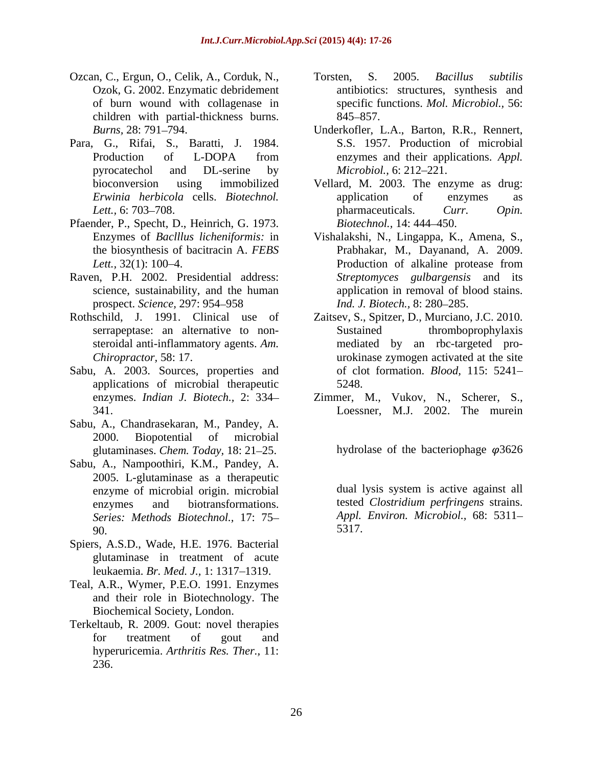Ozcan, C., Ergun, O., Celik, A., Corduk, N., Ozok, G. 2002. Enzymatic debridement of burn wound with collagenase in children with partial-thickness burns. *Burns,* 28: 791–794.

Para, G., Rifai, S., Baratti, J. 1984. Production of L-DOPA from pyrocatechol and DL-serine by bioconversion using immobilized *Erwinia herbicola* cells. *Biotechnol. Lett.,* 6: 703–708.

Pfaender, P., Specht, D., Heinrich, G. 1973. Enzymes of *Baclllus licheniformis:* in the biosynthesis of bacitracin A. *FEBS Lett.,* 32(1): 100–4.

Raven, P.H. 2002. Presidential address: science, sustainability, and the human prospect. *Science,* 297: 954–958

Rothschild, J. 1991. Clinical use of serrapeptase: an alternative to non-steroidal anti-inflammatory agents. *Am. Chiropractor,* 58: 17.

Sabu, A. 2003. Sources, properties and applications of microbial therapeutic enzymes. *Indian J. Biotech.,* 2: 334–341.

Sabu, A., Chandrasekaran, M., Pandey, A. 2000. Biopotential of microbial glutaminases. *Chem. Today,* 18: 21–25.

Sabu, A., Nampoothiri, K.M., Pandey, A. 2005. L-glutaminase as a therapeutic enzyme of microbial origin. microbial enzymes and biotransformations. *Series: Methods Biotechnol.,* 17: 75–90.

Spiers, A.S.D., Wade, H.E. 1976. Bacterial glutaminase in treatment of acute leukaemia. *Br. Med. J.,* 1: 1317–1319.

Teal, A.R., Wymer, P.E.O. 1991. Enzymes and their role in Biotechnology. The Biochemical Society, London.

Terkeltaub, R. 2009. Gout: novel therapies for treatment of gout and hyperuricemia. *Arthritis Res. Ther.,* 11: 236.

Torsten, S. 2005. *Bacillus subtilis* antibiotics: structures, synthesis and specific functions. *Mol. Microbiol.,* 56: 845–857.

Underkofler, L.A., Barton, R.R., Rennert, S.S. 1957. Production of microbial enzymes and their applications. *Appl. Microbiol.,* 6: 212–221.

Vellard, M. 2003. The enzyme as drug: application of enzymes as pharmaceuticals. *Curr. Opin. Biotechnol.,* 14: 444–450.

Vishalakshi, N., Lingappa, K., Amena, S., Prabhakar, M., Dayanand, A. 2009. Production of alkaline protease from *Streptomyces gulbargensis* and its application in removal of blood stains. *Ind. J. Biotech.,* 8: 280–285.

Zaitsev, S., Spitzer, D., Murciano, J.C. 2010. Sustained thromboprophylaxis mediated by an rbc-targeted pro-urokinase zymogen activated at the site of clot formation. *Blood,* 115: 5241–5248.

Zimmer, M., Vukov, N., Scherer, S., Loessner, M.J. 2002. The murein hydrolase of the bacteriophage $\varphi$3626 dual lysis system is active against all tested *Clostridium perfringens* strains. *Appl. Environ. Microbiol.,* 68: 5311–5317.